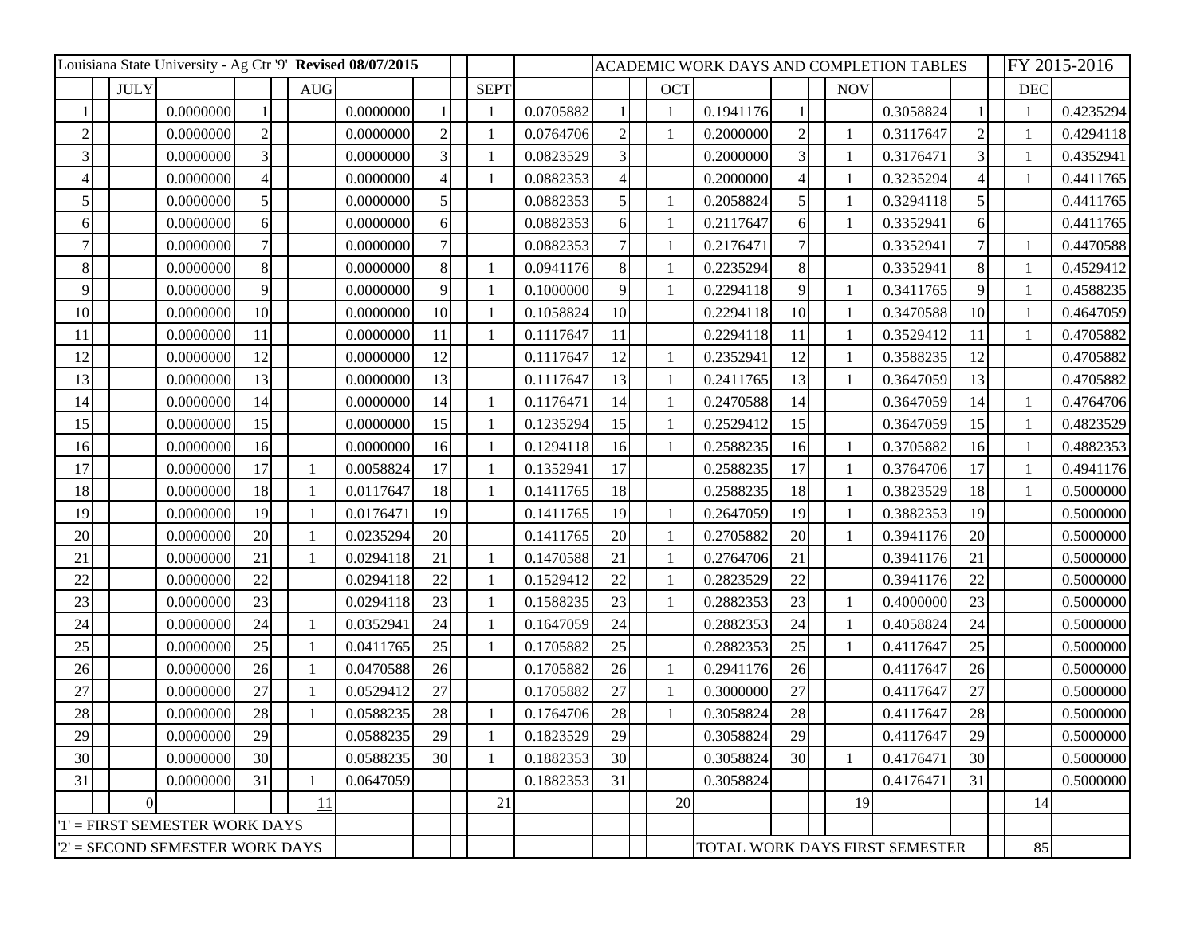| Louisiana State University - Ag Ctr '9' **Revised 08/07/2015** | | | | | | | | | | ACADEMIC WORK DAYS AND COMPLETION TABLES | | | | | | | | FY 2015-2016 | |
|---|---|---|---|---|---|---|---|---|---|---|---|---|---|---|---|---|---|---|---|
| | JULY | | | AUG | | | SEPT | | | OCT | | | NOV | | | DEC | |
| 1 | | 0.0000000 | 1 | | 0.0000000 | 1 | 1 | 0.0705882 | 1 | 1 | 0.1941176 | 1 | | 0.3058824 | 1 | 1 | 0.4235294 |
| 2 | | 0.0000000 | 2 | | 0.0000000 | 2 | 1 | 0.0764706 | 2 | 1 | 0.2000000 | 2 | 1 | 0.3117647 | 2 | 1 | 0.4294118 |
| 3 | | 0.0000000 | 3 | | 0.0000000 | 3 | 1 | 0.0823529 | 3 | | 0.2000000 | 3 | 1 | 0.3176471 | 3 | 1 | 0.4352941 |
| 4 | | 0.0000000 | 4 | | 0.0000000 | 4 | 1 | 0.0882353 | 4 | | 0.2000000 | 4 | 1 | 0.3235294 | 4 | 1 | 0.4411765 |
| 5 | | 0.0000000 | 5 | | 0.0000000 | 5 | | 0.0882353 | 5 | 1 | 0.2058824 | 5 | 1 | 0.3294118 | 5 | | 0.4411765 |
| 6 | | 0.0000000 | 6 | | 0.0000000 | 6 | | 0.0882353 | 6 | 1 | 0.2117647 | 6 | 1 | 0.3352941 | 6 | | 0.4411765 |
| 7 | | 0.0000000 | 7 | | 0.0000000 | 7 | | 0.0882353 | 7 | 1 | 0.2176471 | 7 | | 0.3352941 | 7 | 1 | 0.4470588 |
| 8 | | 0.0000000 | 8 | | 0.0000000 | 8 | 1 | 0.0941176 | 8 | 1 | 0.2235294 | 8 | | 0.3352941 | 8 | 1 | 0.4529412 |
| 9 | | 0.0000000 | 9 | | 0.0000000 | 9 | 1 | 0.1000000 | 9 | 1 | 0.2294118 | 9 | 1 | 0.3411765 | 9 | 1 | 0.4588235 |
| 10 | | 0.0000000 | 10 | | 0.0000000 | 10 | 1 | 0.1058824 | 10 | | 0.2294118 | 10 | 1 | 0.3470588 | 10 | 1 | 0.4647059 |
| 11 | | 0.0000000 | 11 | | 0.0000000 | 11 | 1 | 0.1117647 | 11 | | 0.2294118 | 11 | 1 | 0.3529412 | 11 | 1 | 0.4705882 |
| 12 | | 0.0000000 | 12 | | 0.0000000 | 12 | | 0.1117647 | 12 | 1 | 0.2352941 | 12 | 1 | 0.3588235 | 12 | | 0.4705882 |
| 13 | | 0.0000000 | 13 | | 0.0000000 | 13 | | 0.1117647 | 13 | 1 | 0.2411765 | 13 | 1 | 0.3647059 | 13 | | 0.4705882 |
| 14 | | 0.0000000 | 14 | | 0.0000000 | 14 | 1 | 0.1176471 | 14 | 1 | 0.2470588 | 14 | | 0.3647059 | 14 | 1 | 0.4764706 |
| 15 | | 0.0000000 | 15 | | 0.0000000 | 15 | 1 | 0.1235294 | 15 | 1 | 0.2529412 | 15 | | 0.3647059 | 15 | 1 | 0.4823529 |
| 16 | | 0.0000000 | 16 | | 0.0000000 | 16 | 1 | 0.1294118 | 16 | 1 | 0.2588235 | 16 | 1 | 0.3705882 | 16 | 1 | 0.4882353 |
| 17 | | 0.0000000 | 17 | 1 | 0.0058824 | 17 | 1 | 0.1352941 | 17 | | 0.2588235 | 17 | 1 | 0.3764706 | 17 | 1 | 0.4941176 |
| 18 | | 0.0000000 | 18 | 1 | 0.0117647 | 18 | 1 | 0.1411765 | 18 | | 0.2588235 | 18 | 1 | 0.3823529 | 18 | 1 | 0.5000000 |
| 19 | | 0.0000000 | 19 | 1 | 0.0176471 | 19 | | 0.1411765 | 19 | 1 | 0.2647059 | 19 | 1 | 0.3882353 | 19 | | 0.5000000 |
| 20 | | 0.0000000 | 20 | 1 | 0.0235294 | 20 | | 0.1411765 | 20 | 1 | 0.2705882 | 20 | 1 | 0.3941176 | 20 | | 0.5000000 |
| 21 | | 0.0000000 | 21 | 1 | 0.0294118 | 21 | 1 | 0.1470588 | 21 | 1 | 0.2764706 | 21 | | 0.3941176 | 21 | | 0.5000000 |
| 22 | | 0.0000000 | 22 | | 0.0294118 | 22 | 1 | 0.1529412 | 22 | 1 | 0.2823529 | 22 | | 0.3941176 | 22 | | 0.5000000 |
| 23 | | 0.0000000 | 23 | | 0.0294118 | 23 | 1 | 0.1588235 | 23 | 1 | 0.2882353 | 23 | 1 | 0.4000000 | 23 | | 0.5000000 |
| 24 | | 0.0000000 | 24 | 1 | 0.0352941 | 24 | 1 | 0.1647059 | 24 | | 0.2882353 | 24 | 1 | 0.4058824 | 24 | | 0.5000000 |
| 25 | | 0.0000000 | 25 | 1 | 0.0411765 | 25 | 1 | 0.1705882 | 25 | | 0.2882353 | 25 | 1 | 0.4117647 | 25 | | 0.5000000 |
| 26 | | 0.0000000 | 26 | 1 | 0.0470588 | 26 | | 0.1705882 | 26 | 1 | 0.2941176 | 26 | | 0.4117647 | 26 | | 0.5000000 |
| 27 | | 0.0000000 | 27 | 1 | 0.0529412 | 27 | | 0.1705882 | 27 | 1 | 0.3000000 | 27 | | 0.4117647 | 27 | | 0.5000000 |
| 28 | | 0.0000000 | 28 | 1 | 0.0588235 | 28 | 1 | 0.1764706 | 28 | 1 | 0.3058824 | 28 | | 0.4117647 | 28 | | 0.5000000 |
| 29 | | 0.0000000 | 29 | | 0.0588235 | 29 | 1 | 0.1823529 | 29 | | 0.3058824 | 29 | | 0.4117647 | 29 | | 0.5000000 |
| 30 | | 0.0000000 | 30 | | 0.0588235 | 30 | 1 | 0.1882353 | 30 | | 0.3058824 | 30 | 1 | 0.4176471 | 30 | | 0.5000000 |
| 31 | | 0.0000000 | 31 | 1 | 0.0647059 | | | 0.1882353 | 31 | | 0.3058824 | | | 0.4176471 | 31 | | 0.5000000 |
| | 0 | | | 11 | | | 21 | | | 20 | | | 19 | | | 14 | |
| '1' = FIRST SEMESTER WORK DAYS | | | | | | | | | | | | | | | | | |
| '2' = SECOND SEMESTER WORK DAYS | | | | | | | | | | TOTAL WORK DAYS FIRST SEMESTER | | | | | | 85 | |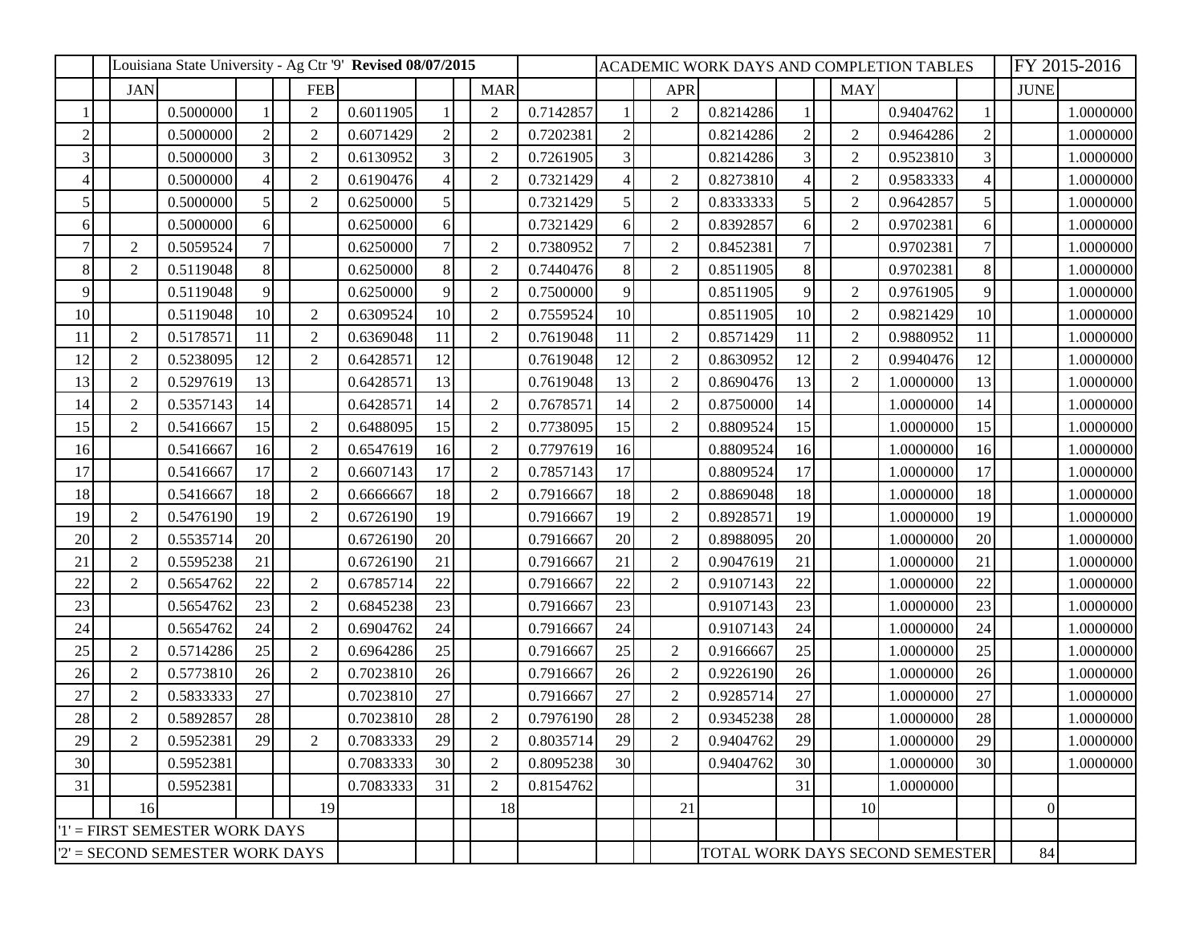| | | | | | | | | | | | | | | | | | | | | | | | |
|---|---|---|---|---|---|---|---|---|---|---|---|---|---|---|---|---|---|---|---|---|---|---|---|
| | | Louisiana State University - Ag Ctr '9' **Revised 08/07/2015** | | | | | | | | | | ACADEMIC WORK DAYS AND COMPLETION TABLES | | | | | | | | | | FY 2015-2016 | |
| | | JAN | | | | FEB | | | | MAR | | | | APR | | | | MAY | | | | JUNE | |
| 1 | | | 0.5000000 | 1 | | 2 | 0.6011905 | 1 | | 2 | 0.7142857 | 1 | | 2 | 0.8214286 | 1 | | | 0.9404762 | 1 | | | 1.0000000 |
| 2 | | | 0.5000000 | 2 | | 2 | 0.6071429 | 2 | | 2 | 0.7202381 | 2 | | | 0.8214286 | 2 | | 2 | 0.9464286 | 2 | | | 1.0000000 |
| 3 | | | 0.5000000 | 3 | | 2 | 0.6130952 | 3 | | 2 | 0.7261905 | 3 | | | 0.8214286 | 3 | | 2 | 0.9523810 | 3 | | | 1.0000000 |
| 4 | | | 0.5000000 | 4 | | 2 | 0.6190476 | 4 | | 2 | 0.7321429 | 4 | | 2 | 0.8273810 | 4 | | 2 | 0.9583333 | 4 | | | 1.0000000 |
| 5 | | | 0.5000000 | 5 | | 2 | 0.6250000 | 5 | | | 0.7321429 | 5 | | 2 | 0.8333333 | 5 | | 2 | 0.9642857 | 5 | | | 1.0000000 |
| 6 | | | 0.5000000 | 6 | | | 0.6250000 | 6 | | | 0.7321429 | 6 | | 2 | 0.8392857 | 6 | | 2 | 0.9702381 | 6 | | | 1.0000000 |
| 7 | | 2 | 0.5059524 | 7 | | | 0.6250000 | 7 | | 2 | 0.7380952 | 7 | | 2 | 0.8452381 | 7 | | | 0.9702381 | 7 | | | 1.0000000 |
| 8 | | 2 | 0.5119048 | 8 | | | 0.6250000 | 8 | | 2 | 0.7440476 | 8 | | 2 | 0.8511905 | 8 | | | 0.9702381 | 8 | | | 1.0000000 |
| 9 | | | 0.5119048 | 9 | | | 0.6250000 | 9 | | 2 | 0.7500000 | 9 | | | 0.8511905 | 9 | | 2 | 0.9761905 | 9 | | | 1.0000000 |
| 10 | | | 0.5119048 | 10 | | 2 | 0.6309524 | 10 | | 2 | 0.7559524 | 10 | | | 0.8511905 | 10 | | 2 | 0.9821429 | 10 | | | 1.0000000 |
| 11 | | 2 | 0.5178571 | 11 | | 2 | 0.6369048 | 11 | | 2 | 0.7619048 | 11 | | 2 | 0.8571429 | 11 | | 2 | 0.9880952 | 11 | | | 1.0000000 |
| 12 | | 2 | 0.5238095 | 12 | | 2 | 0.6428571 | 12 | | | 0.7619048 | 12 | | 2 | 0.8630952 | 12 | | 2 | 0.9940476 | 12 | | | 1.0000000 |
| 13 | | 2 | 0.5297619 | 13 | | | 0.6428571 | 13 | | | 0.7619048 | 13 | | 2 | 0.8690476 | 13 | | 2 | 1.0000000 | 13 | | | 1.0000000 |
| 14 | | 2 | 0.5357143 | 14 | | | 0.6428571 | 14 | | 2 | 0.7678571 | 14 | | 2 | 0.8750000 | 14 | | | 1.0000000 | 14 | | | 1.0000000 |
| 15 | | 2 | 0.5416667 | 15 | | 2 | 0.6488095 | 15 | | 2 | 0.7738095 | 15 | | 2 | 0.8809524 | 15 | | | 1.0000000 | 15 | | | 1.0000000 |
| 16 | | | 0.5416667 | 16 | | 2 | 0.6547619 | 16 | | 2 | 0.7797619 | 16 | | | 0.8809524 | 16 | | | 1.0000000 | 16 | | | 1.0000000 |
| 17 | | | 0.5416667 | 17 | | 2 | 0.6607143 | 17 | | 2 | 0.7857143 | 17 | | | 0.8809524 | 17 | | | 1.0000000 | 17 | | | 1.0000000 |
| 18 | | | 0.5416667 | 18 | | 2 | 0.6666667 | 18 | | 2 | 0.7916667 | 18 | | 2 | 0.8869048 | 18 | | | 1.0000000 | 18 | | | 1.0000000 |
| 19 | | 2 | 0.5476190 | 19 | | 2 | 0.6726190 | 19 | | | 0.7916667 | 19 | | 2 | 0.8928571 | 19 | | | 1.0000000 | 19 | | | 1.0000000 |
| 20 | | 2 | 0.5535714 | 20 | | | 0.6726190 | 20 | | | 0.7916667 | 20 | | 2 | 0.8988095 | 20 | | | 1.0000000 | 20 | | | 1.0000000 |
| 21 | | 2 | 0.5595238 | 21 | | | 0.6726190 | 21 | | | 0.7916667 | 21 | | 2 | 0.9047619 | 21 | | | 1.0000000 | 21 | | | 1.0000000 |
| 22 | | 2 | 0.5654762 | 22 | | 2 | 0.6785714 | 22 | | | 0.7916667 | 22 | | 2 | 0.9107143 | 22 | | | 1.0000000 | 22 | | | 1.0000000 |
| 23 | | | 0.5654762 | 23 | | 2 | 0.6845238 | 23 | | | 0.7916667 | 23 | | | 0.9107143 | 23 | | | 1.0000000 | 23 | | | 1.0000000 |
| 24 | | | 0.5654762 | 24 | | 2 | 0.6904762 | 24 | | | 0.7916667 | 24 | | | 0.9107143 | 24 | | | 1.0000000 | 24 | | | 1.0000000 |
| 25 | | 2 | 0.5714286 | 25 | | 2 | 0.6964286 | 25 | | | 0.7916667 | 25 | | 2 | 0.9166667 | 25 | | | 1.0000000 | 25 | | | 1.0000000 |
| 26 | | 2 | 0.5773810 | 26 | | 2 | 0.7023810 | 26 | | | 0.7916667 | 26 | | 2 | 0.9226190 | 26 | | | 1.0000000 | 26 | | | 1.0000000 |
| 27 | | 2 | 0.5833333 | 27 | | | 0.7023810 | 27 | | | 0.7916667 | 27 | | 2 | 0.9285714 | 27 | | | 1.0000000 | 27 | | | 1.0000000 |
| 28 | | 2 | 0.5892857 | 28 | | | 0.7023810 | 28 | | 2 | 0.7976190 | 28 | | 2 | 0.9345238 | 28 | | | 1.0000000 | 28 | | | 1.0000000 |
| 29 | | 2 | 0.5952381 | 29 | | 2 | 0.7083333 | 29 | | 2 | 0.8035714 | 29 | | 2 | 0.9404762 | 29 | | | 1.0000000 | 29 | | | 1.0000000 |
| 30 | | | 0.5952381 | | | | 0.7083333 | 30 | | 2 | 0.8095238 | 30 | | | 0.9404762 | 30 | | | 1.0000000 | 30 | | | 1.0000000 |
| 31 | | | 0.5952381 | | | | 0.7083333 | 31 | | 2 | 0.8154762 | | | | | 31 | | | 1.0000000 | | | | |
| | | 16 | | | | 19 | | | | 18 | | | | 21 | | | | 10 | | | | 0 | |
| '1' = FIRST SEMESTER WORK DAYS | | | | | | | | | | | | | | | | | | | | | | | |
| '2' = SECOND SEMESTER WORK DAYS | | | | | | | | | | | | | | | | TOTAL WORK DAYS SECOND SEMESTER | | | | | | 84 | |